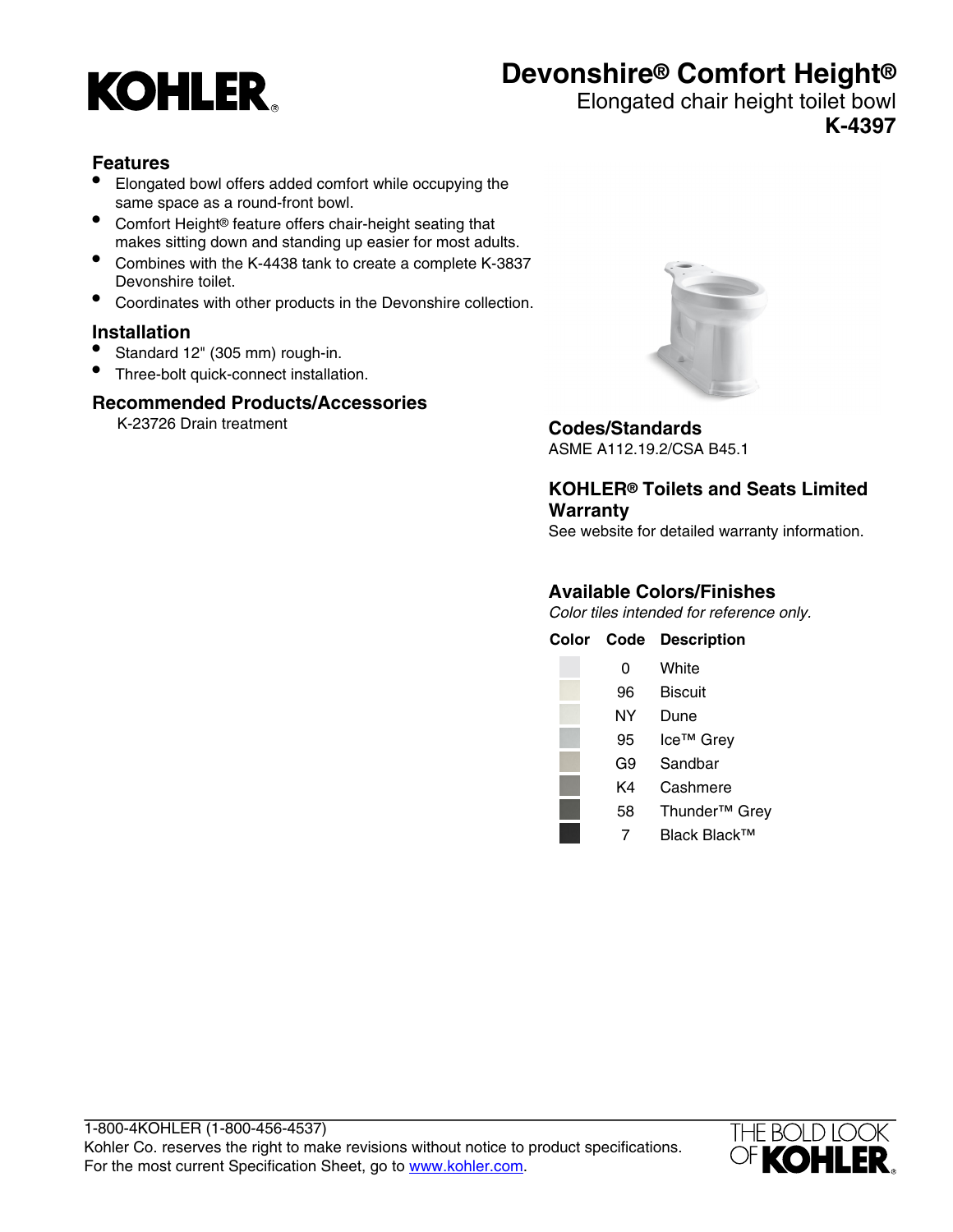# KOHLER

## Devonshire® Comfort Height®

Elongated chair height toilet bowl

**K-4397**

### Features

- Elongated bowl offers added comfort while occupying the same space as a round-front bowl.
- Comfort Height® feature offers chair-height seating that makes sitting down and standing up easier for most adults.
- Combines with the K-4438 tank to create a complete K-3837 Devonshire toilet.
- Coordinates with other products in the Devonshire collection.

### Installation

- Standard 12" (305 mm) rough-in.
- Three-bolt quick-connect installation.

### Recommended Products/Accessories

K-23726 Drain treatment

### Codes/Standards

ASME A112.19.2/CSA B45.1

### KOHLER® Toilets and Seats Limited Warranty

See website for detailed warranty information.

### Available Colors/Finishes

*Color tiles intended for reference only.*

| Color | Code | Description |
|---|---|---|
| | 0 | White |
| | 96 | Biscuit |
| | NY | Dune |
| | 95 | Ice™ Grey |
| | G9 | Sandbar |
| | K4 | Cashmere |
| | 58 | Thunder™ Grey |
| | 7 | Black Black™ |

1-800-4KOHLER (1-800-456-4537)
Kohler Co. reserves the right to make revisions without notice to product specifications.
For the most current Specification Sheet, go to www.kohler.com.

THE BOLD LOOK OF KOHLER.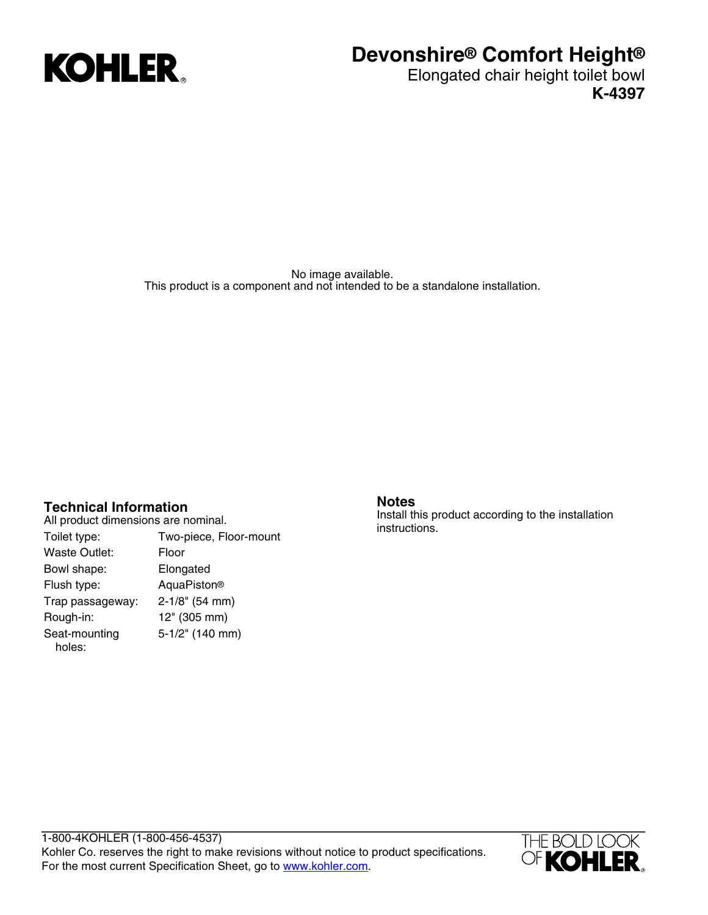# Devonshire® Comfort Height®

Elongated chair height toilet bowl

**K-4397**

No image available.
This product is a component and not intended to be a standalone installation.

## Technical Information

All product dimensions are nominal.

| | |
|---|---|
| Toilet type: | Two-piece, Floor-mount |
| Waste Outlet: | Floor |
| Bowl shape: | Elongated |
| Flush type: | AquaPiston® |
| Trap passageway: | 2-1/8" (54 mm) |
| Rough-in: | 12" (305 mm) |
| Seat-mounting holes: | 5-1/2" (140 mm) |

## Notes

Install this product according to the installation instructions.

1-800-4KOHLER (1-800-456-4537)
Kohler Co. reserves the right to make revisions without notice to product specifications.
For the most current Specification Sheet, go to www.kohler.com.

THE BOLD LOOK OF KOHLER®